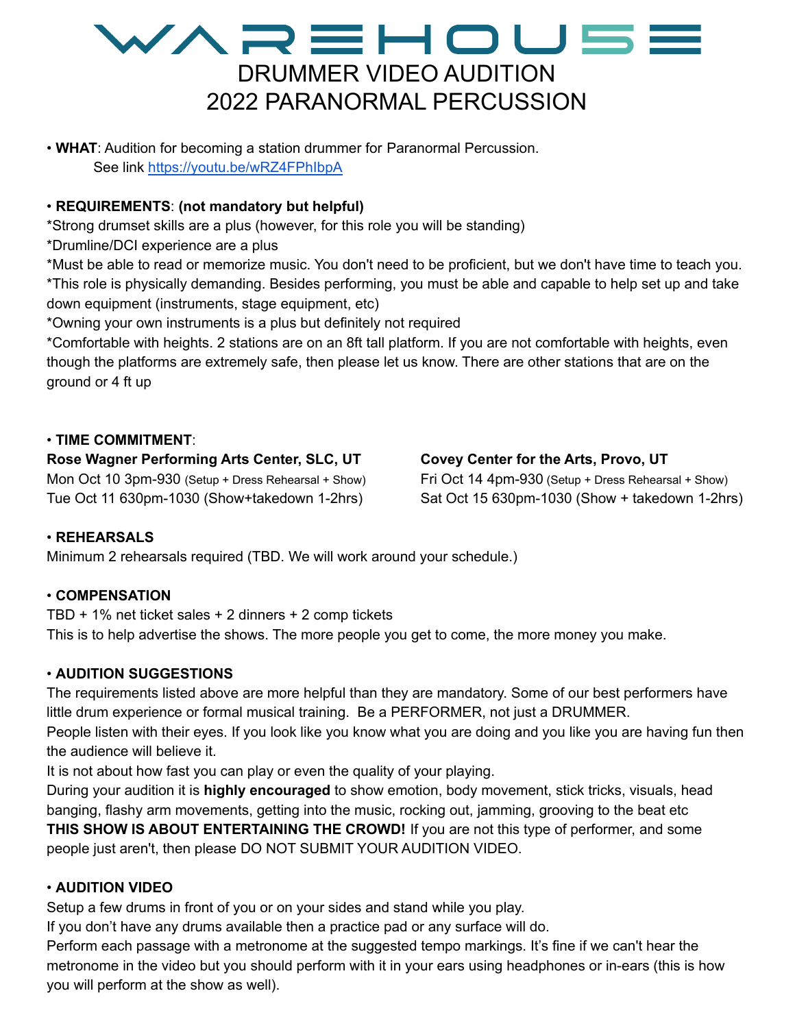# WAREHOUSE

## DRUMMER VIDEO AUDITION
## 2022 PARANORMAL PERCUSSION

• **WHAT**: Audition for becoming a station drummer for Paranormal Percussion.
See link [https://youtu.be/wRZ4FPhIbpA](https://youtu.be/wRZ4FPhIbpA)

• **REQUIREMENTS**: **(not mandatory but helpful)**
*Strong drumset skills are a plus (however, for this role you will be standing)
*Drumline/DCI experience are a plus
*Must be able to read or memorize music. You don't need to be proficient, but we don't have time to teach you.
*This role is physically demanding. Besides performing, you must be able and capable to help set up and take down equipment (instruments, stage equipment, etc)
*Owning your own instruments is a plus but definitely not required
*Comfortable with heights. 2 stations are on an 8ft tall platform. If you are not comfortable with heights, even though the platforms are extremely safe, then please let us know. There are other stations that are on the ground or 4 ft up

• **TIME COMMITMENT**:

**Rose Wagner Performing Arts Center, SLC, UT**
Mon Oct 10 3pm-930 (Setup + Dress Rehearsal + Show)
Tue Oct 11 630pm-1030 (Show+takedown 1-2hrs)

**Covey Center for the Arts, Provo, UT**
Fri Oct 14 4pm-930 (Setup + Dress Rehearsal + Show)
Sat Oct 15 630pm-1030 (Show + takedown 1-2hrs)

• **REHEARSALS**
Minimum 2 rehearsals required (TBD. We will work around your schedule.)

• **COMPENSATION**
TBD + 1% net ticket sales + 2 dinners + 2 comp tickets
This is to help advertise the shows. The more people you get to come, the more money you make.

• **AUDITION SUGGESTIONS**
The requirements listed above are more helpful than they are mandatory. Some of our best performers have little drum experience or formal musical training. Be a PERFORMER, not just a DRUMMER.
People listen with their eyes. If you look like you know what you are doing and you like you are having fun then the audience will believe it.
It is not about how fast you can play or even the quality of your playing.
During your audition it is **highly encouraged** to show emotion, body movement, stick tricks, visuals, head banging, flashy arm movements, getting into the music, rocking out, jamming, grooving to the beat etc
**THIS SHOW IS ABOUT ENTERTAINING THE CROWD!** If you are not this type of performer, and some people just aren't, then please DO NOT SUBMIT YOUR AUDITION VIDEO.

• **AUDITION VIDEO**
Setup a few drums in front of you or on your sides and stand while you play.
If you don't have any drums available then a practice pad or any surface will do.
Perform each passage with a metronome at the suggested tempo markings. It's fine if we can't hear the metronome in the video but you should perform with it in your ears using headphones or in-ears (this is how you will perform at the show as well).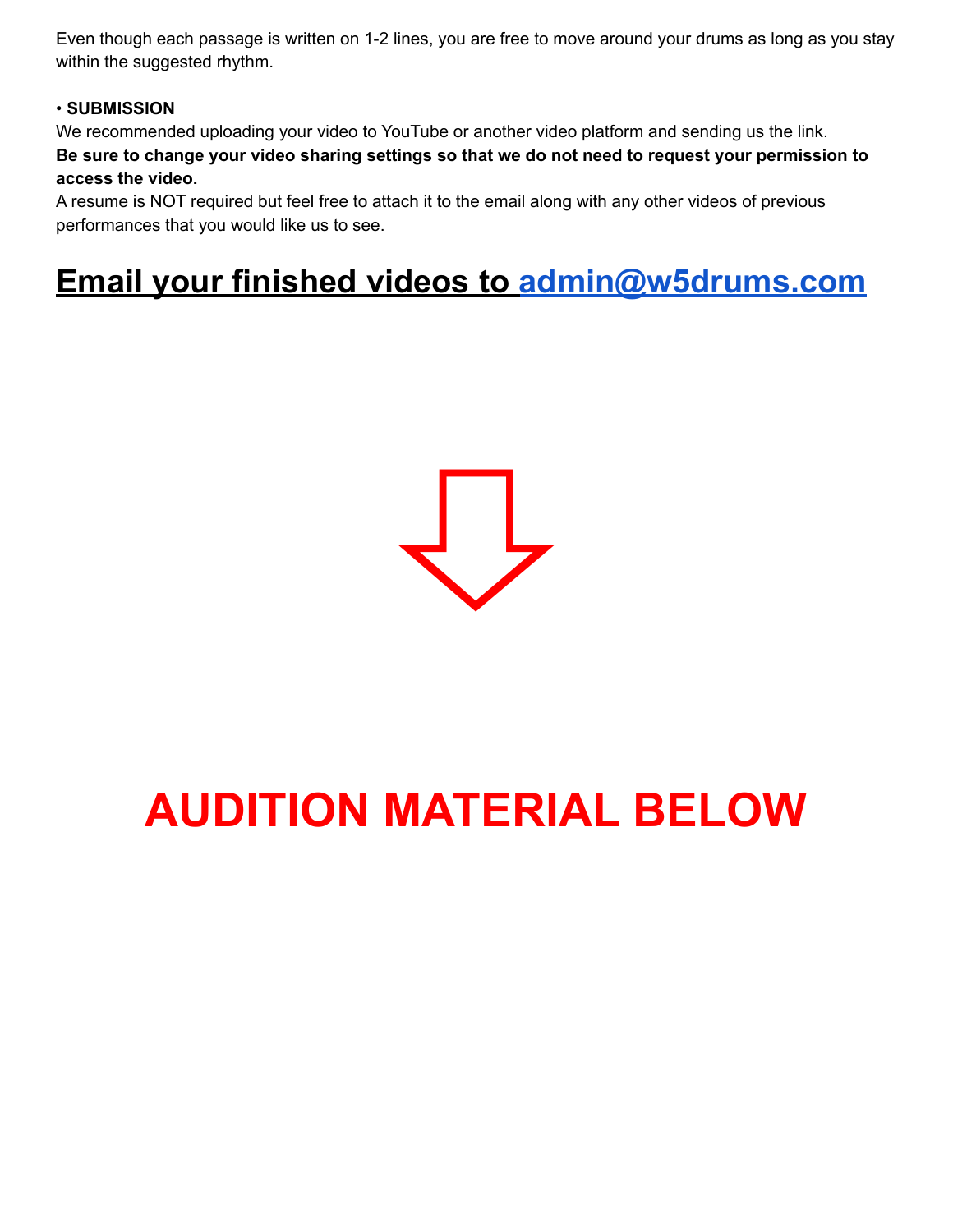Even though each passage is written on 1-2 lines, you are free to move around your drums as long as you stay within the suggested rhythm.

• **SUBMISSION**

We recommended uploading your video to YouTube or another video platform and sending us the link.

**Be sure to change your video sharing settings so that we do not need to request your permission to access the video.**

A resume is NOT required but feel free to attach it to the email along with any other videos of previous performances that you would like us to see.

## Email your finished videos to admin@w5drums.com

## AUDITION MATERIAL BELOW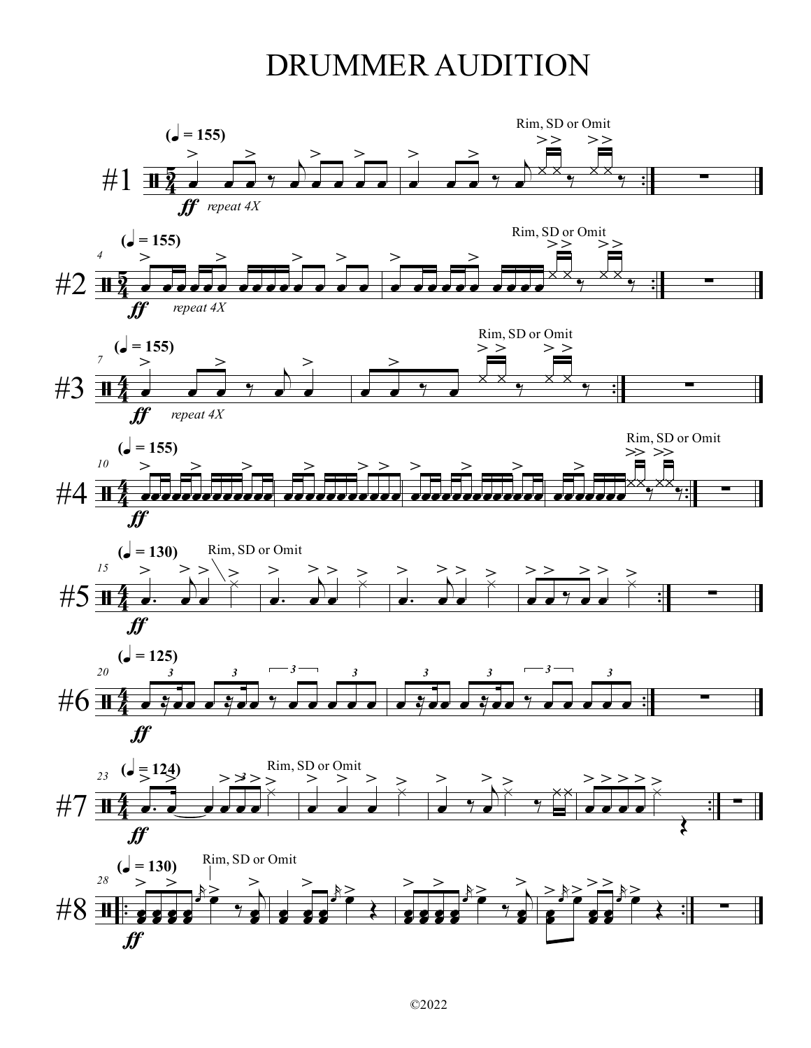# DRUMMER AUDITION

#1

(♩ = 155)

Rim, SD or Omit

*ff* *repeat 4X*

#2

(♩ = 155)

Rim, SD or Omit

*ff* *repeat 4X*

#3

(♩ = 155)

Rim, SD or Omit

*ff* *repeat 4X*

#4

(♩ = 155)

Rim, SD or Omit

*ff*

#5

(♩ = 130)

Rim, SD or Omit

*ff*

#6

(♩ = 125)

*ff*

#7

(♩ = 124)

Rim, SD or Omit

*ff*

#8

(♩ = 130)

Rim, SD or Omit

*ff*

©2022